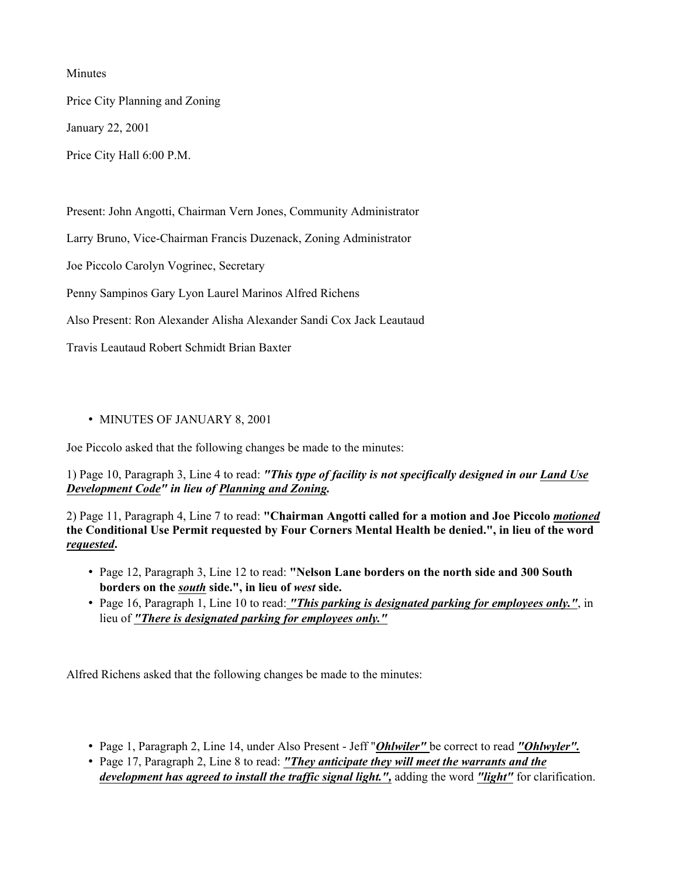Minutes

Price City Planning and Zoning

January 22, 2001

Price City Hall 6:00 P.M.

Present: John Angotti, Chairman Vern Jones, Community Administrator

Larry Bruno, Vice-Chairman Francis Duzenack, Zoning Administrator

Joe Piccolo Carolyn Vogrinec, Secretary

Penny Sampinos Gary Lyon Laurel Marinos Alfred Richens

Also Present: Ron Alexander Alisha Alexander Sandi Cox Jack Leautaud

Travis Leautaud Robert Schmidt Brian Baxter

- MINUTES OF JANUARY 8, 2001

Joe Piccolo asked that the following changes be made to the minutes:

1) Page 10, Paragraph 3, Line 4 to read: ***"This type of facility is not specifically designed in our <u>Land Use Development Code</u>" in lieu of <u>Planning and Zoning</u>.***

2) Page 11, Paragraph 4, Line 7 to read: **"Chairman Angotti called for a motion and Joe Piccolo *<u>motioned</u>* the Conditional Use Permit requested by Four Corners Mental Health be denied.", in lieu of the word *<u>requested</u>*.**

- Page 12, Paragraph 3, Line 12 to read: **"Nelson Lane borders on the north side and 300 South borders on the *<u>south</u>* side.", in lieu of *west* side.**
- Page 16, Paragraph 1, Line 10 to read: ***<u>"This parking is designated parking for employees only."</u>***, in lieu of ***<u>"There is designated parking for employees only."</u>***

Alfred Richens asked that the following changes be made to the minutes:

- Page 1, Paragraph 2, Line 14, under Also Present - Jeff "***<u>Ohlwiler"</u>*** be correct to read ***<u>"Ohlwyler".</u>***
- Page 17, Paragraph 2, Line 8 to read: ***<u>"They anticipate they will meet the warrants and the development has agreed to install the traffic signal light.",</u>*** adding the word ***<u>"light"</u>*** for clarification.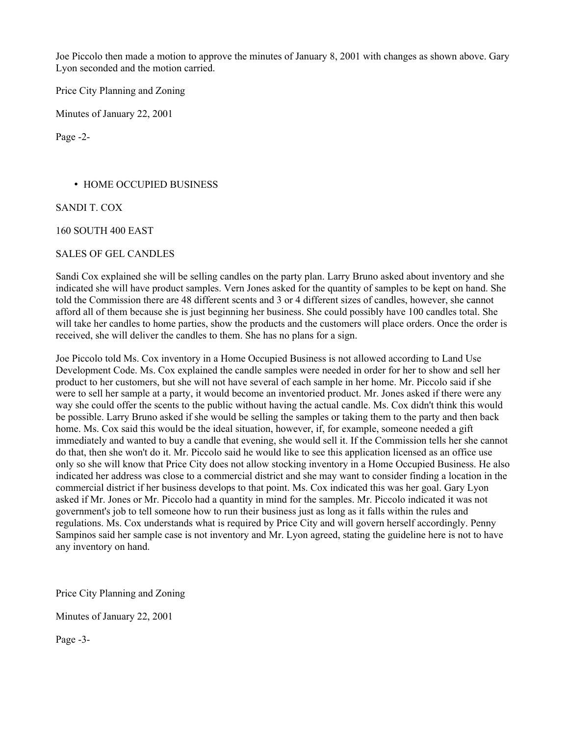Joe Piccolo then made a motion to approve the minutes of January 8, 2001 with changes as shown above. Gary Lyon seconded and the motion carried.

- HOME OCCUPIED BUSINESS

SANDI T. COX

160 SOUTH 400 EAST

SALES OF GEL CANDLES

Sandi Cox explained she will be selling candles on the party plan. Larry Bruno asked about inventory and she indicated she will have product samples. Vern Jones asked for the quantity of samples to be kept on hand. She told the Commission there are 48 different scents and 3 or 4 different sizes of candles, however, she cannot afford all of them because she is just beginning her business. She could possibly have 100 candles total. She will take her candles to home parties, show the products and the customers will place orders. Once the order is received, she will deliver the candles to them. She has no plans for a sign.

Joe Piccolo told Ms. Cox inventory in a Home Occupied Business is not allowed according to Land Use Development Code. Ms. Cox explained the candle samples were needed in order for her to show and sell her product to her customers, but she will not have several of each sample in her home. Mr. Piccolo said if she were to sell her sample at a party, it would become an inventoried product. Mr. Jones asked if there were any way she could offer the scents to the public without having the actual candle. Ms. Cox didn't think this would be possible. Larry Bruno asked if she would be selling the samples or taking them to the party and then back home. Ms. Cox said this would be the ideal situation, however, if, for example, someone needed a gift immediately and wanted to buy a candle that evening, she would sell it. If the Commission tells her she cannot do that, then she won't do it. Mr. Piccolo said he would like to see this application licensed as an office use only so she will know that Price City does not allow stocking inventory in a Home Occupied Business. He also indicated her address was close to a commercial district and she may want to consider finding a location in the commercial district if her business develops to that point. Ms. Cox indicated this was her goal. Gary Lyon asked if Mr. Jones or Mr. Piccolo had a quantity in mind for the samples. Mr. Piccolo indicated it was not government's job to tell someone how to run their business just as long as it falls within the rules and regulations. Ms. Cox understands what is required by Price City and will govern herself accordingly. Penny Sampinos said her sample case is not inventory and Mr. Lyon agreed, stating the guideline here is not to have any inventory on hand.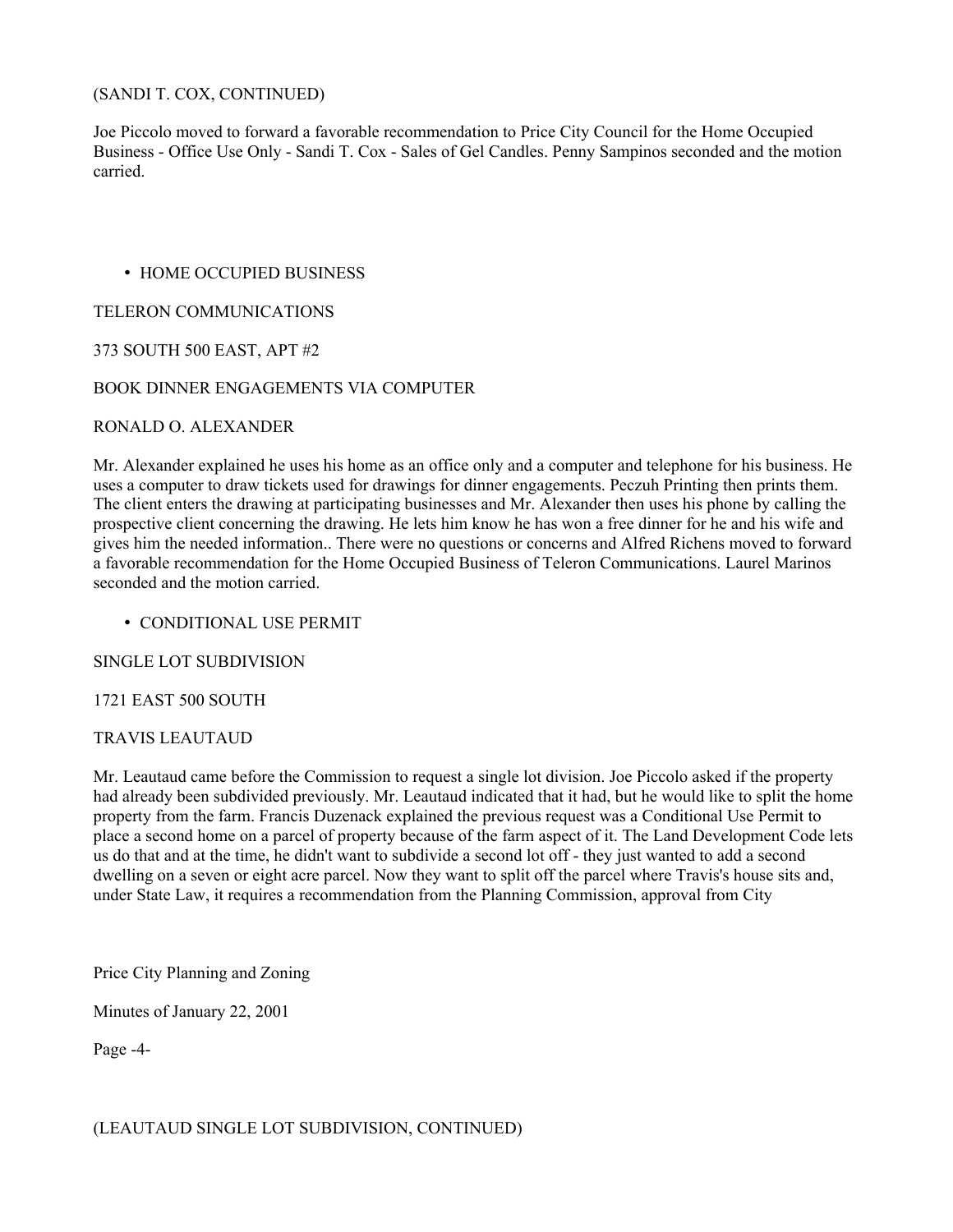(SANDI T. COX, CONTINUED)

Joe Piccolo moved to forward a favorable recommendation to Price City Council for the Home Occupied Business - Office Use Only - Sandi T. Cox - Sales of Gel Candles. Penny Sampinos seconded and the motion carried.

- HOME OCCUPIED BUSINESS

TELERON COMMUNICATIONS

373 SOUTH 500 EAST, APT #2

BOOK DINNER ENGAGEMENTS VIA COMPUTER

RONALD O. ALEXANDER

Mr. Alexander explained he uses his home as an office only and a computer and telephone for his business. He uses a computer to draw tickets used for drawings for dinner engagements. Peczuh Printing then prints them. The client enters the drawing at participating businesses and Mr. Alexander then uses his phone by calling the prospective client concerning the drawing. He lets him know he has won a free dinner for he and his wife and gives him the needed information.. There were no questions or concerns and Alfred Richens moved to forward a favorable recommendation for the Home Occupied Business of Teleron Communications. Laurel Marinos seconded and the motion carried.

- CONDITIONAL USE PERMIT

SINGLE LOT SUBDIVISION

1721 EAST 500 SOUTH

TRAVIS LEAUTAUD

Mr. Leautaud came before the Commission to request a single lot division. Joe Piccolo asked if the property had already been subdivided previously. Mr. Leautaud indicated that it had, but he would like to split the home property from the farm. Francis Duzenack explained the previous request was a Conditional Use Permit to place a second home on a parcel of property because of the farm aspect of it. The Land Development Code lets us do that and at the time, he didn't want to subdivide a second lot off - they just wanted to add a second dwelling on a seven or eight acre parcel. Now they want to split off the parcel where Travis's house sits and, under State Law, it requires a recommendation from the Planning Commission, approval from City

(LEAUTAUD SINGLE LOT SUBDIVISION, CONTINUED)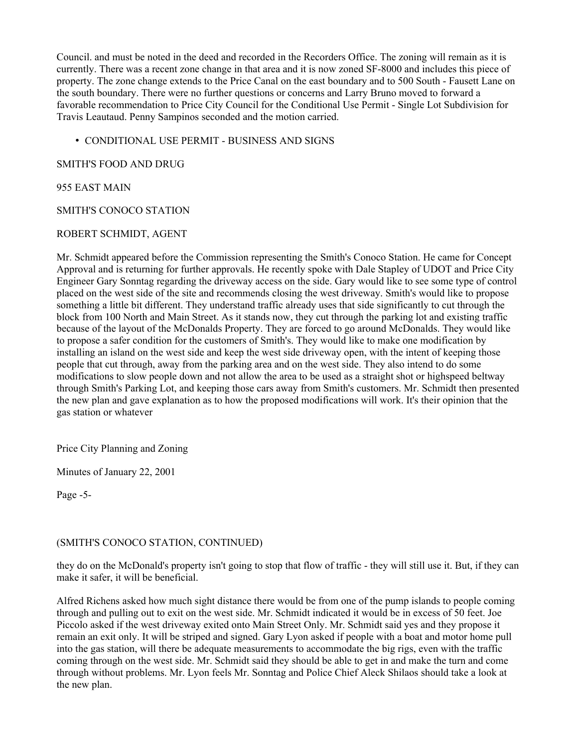Council. and must be noted in the deed and recorded in the Recorders Office. The zoning will remain as it is currently. There was a recent zone change in that area and it is now zoned SF-8000 and includes this piece of property. The zone change extends to the Price Canal on the east boundary and to 500 South - Fausett Lane on the south boundary. There were no further questions or concerns and Larry Bruno moved to forward a favorable recommendation to Price City Council for the Conditional Use Permit - Single Lot Subdivision for Travis Leautaud. Penny Sampinos seconded and the motion carried.

- CONDITIONAL USE PERMIT - BUSINESS AND SIGNS

SMITH'S FOOD AND DRUG

955 EAST MAIN

SMITH'S CONOCO STATION

ROBERT SCHMIDT, AGENT

Mr. Schmidt appeared before the Commission representing the Smith's Conoco Station. He came for Concept Approval and is returning for further approvals. He recently spoke with Dale Stapley of UDOT and Price City Engineer Gary Sonntag regarding the driveway access on the side. Gary would like to see some type of control placed on the west side of the site and recommends closing the west driveway. Smith's would like to propose something a little bit different. They understand traffic already uses that side significantly to cut through the block from 100 North and Main Street. As it stands now, they cut through the parking lot and existing traffic because of the layout of the McDonalds Property. They are forced to go around McDonalds. They would like to propose a safer condition for the customers of Smith's. They would like to make one modification by installing an island on the west side and keep the west side driveway open, with the intent of keeping those people that cut through, away from the parking area and on the west side. They also intend to do some modifications to slow people down and not allow the area to be used as a straight shot or highspeed beltway through Smith's Parking Lot, and keeping those cars away from Smith's customers. Mr. Schmidt then presented the new plan and gave explanation as to how the proposed modifications will work. It's their opinion that the gas station or whatever

(SMITH'S CONOCO STATION, CONTINUED)

they do on the McDonald's property isn't going to stop that flow of traffic - they will still use it. But, if they can make it safer, it will be beneficial.

Alfred Richens asked how much sight distance there would be from one of the pump islands to people coming through and pulling out to exit on the west side. Mr. Schmidt indicated it would be in excess of 50 feet. Joe Piccolo asked if the west driveway exited onto Main Street Only. Mr. Schmidt said yes and they propose it remain an exit only. It will be striped and signed. Gary Lyon asked if people with a boat and motor home pull into the gas station, will there be adequate measurements to accommodate the big rigs, even with the traffic coming through on the west side. Mr. Schmidt said they should be able to get in and make the turn and come through without problems. Mr. Lyon feels Mr. Sonntag and Police Chief Aleck Shilaos should take a look at the new plan.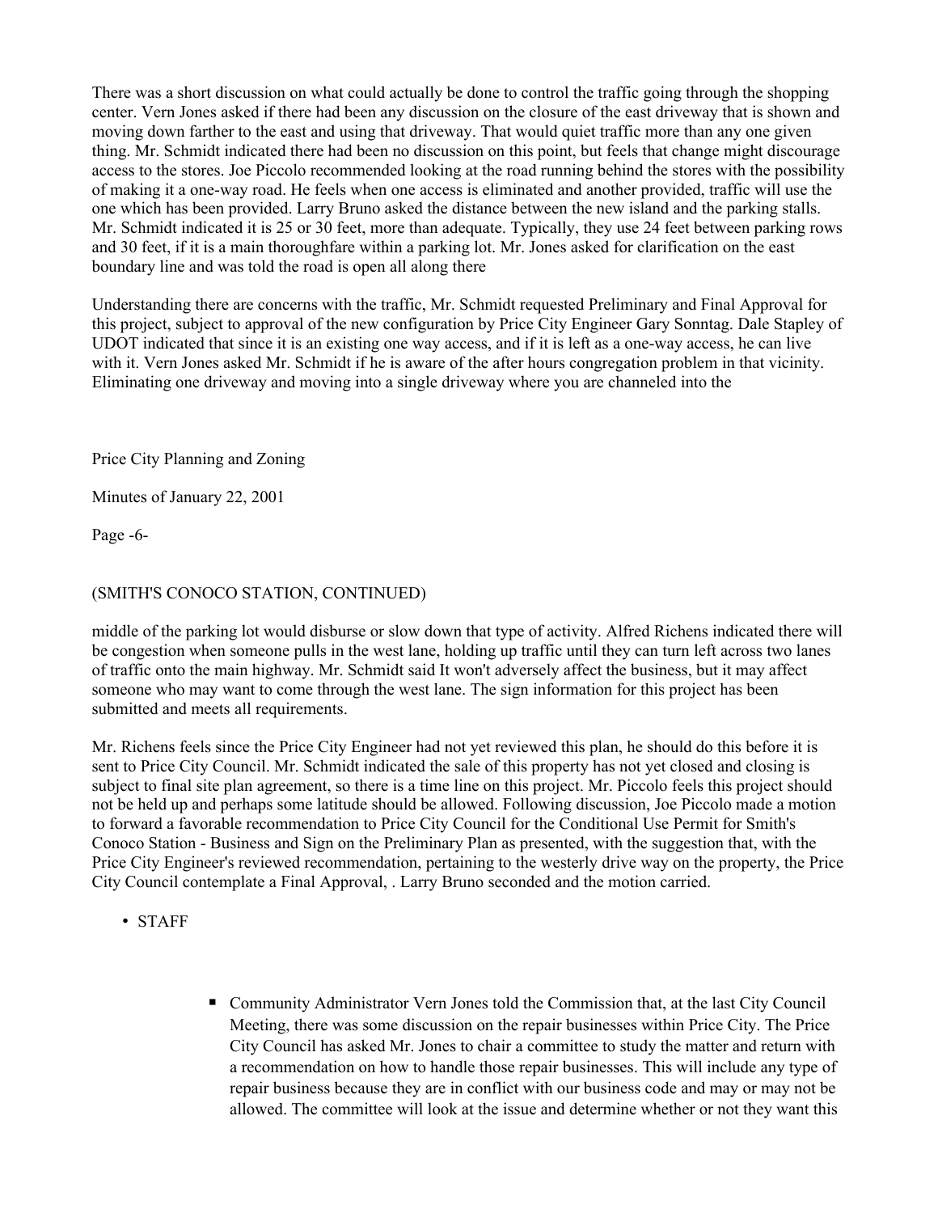There was a short discussion on what could actually be done to control the traffic going through the shopping center. Vern Jones asked if there had been any discussion on the closure of the east driveway that is shown and moving down farther to the east and using that driveway. That would quiet traffic more than any one given thing. Mr. Schmidt indicated there had been no discussion on this point, but feels that change might discourage access to the stores. Joe Piccolo recommended looking at the road running behind the stores with the possibility of making it a one-way road. He feels when one access is eliminated and another provided, traffic will use the one which has been provided. Larry Bruno asked the distance between the new island and the parking stalls. Mr. Schmidt indicated it is 25 or 30 feet, more than adequate. Typically, they use 24 feet between parking rows and 30 feet, if it is a main thoroughfare within a parking lot. Mr. Jones asked for clarification on the east boundary line and was told the road is open all along there

Understanding there are concerns with the traffic, Mr. Schmidt requested Preliminary and Final Approval for this project, subject to approval of the new configuration by Price City Engineer Gary Sonntag. Dale Stapley of UDOT indicated that since it is an existing one way access, and if it is left as a one-way access, he can live with it. Vern Jones asked Mr. Schmidt if he is aware of the after hours congregation problem in that vicinity. Eliminating one driveway and moving into a single driveway where you are channeled into the

(SMITH'S CONOCO STATION, CONTINUED)

middle of the parking lot would disburse or slow down that type of activity. Alfred Richens indicated there will be congestion when someone pulls in the west lane, holding up traffic until they can turn left across two lanes of traffic onto the main highway. Mr. Schmidt said It won't adversely affect the business, but it may affect someone who may want to come through the west lane. The sign information for this project has been submitted and meets all requirements.

Mr. Richens feels since the Price City Engineer had not yet reviewed this plan, he should do this before it is sent to Price City Council. Mr. Schmidt indicated the sale of this property has not yet closed and closing is subject to final site plan agreement, so there is a time line on this project. Mr. Piccolo feels this project should not be held up and perhaps some latitude should be allowed. Following discussion, Joe Piccolo made a motion to forward a favorable recommendation to Price City Council for the Conditional Use Permit for Smith's Conoco Station - Business and Sign on the Preliminary Plan as presented, with the suggestion that, with the Price City Engineer's reviewed recommendation, pertaining to the westerly drive way on the property, the Price City Council contemplate a Final Approval, . Larry Bruno seconded and the motion carried.

- STAFF

  - Community Administrator Vern Jones told the Commission that, at the last City Council Meeting, there was some discussion on the repair businesses within Price City. The Price City Council has asked Mr. Jones to chair a committee to study the matter and return with a recommendation on how to handle those repair businesses. This will include any type of repair business because they are in conflict with our business code and may or may not be allowed. The committee will look at the issue and determine whether or not they want this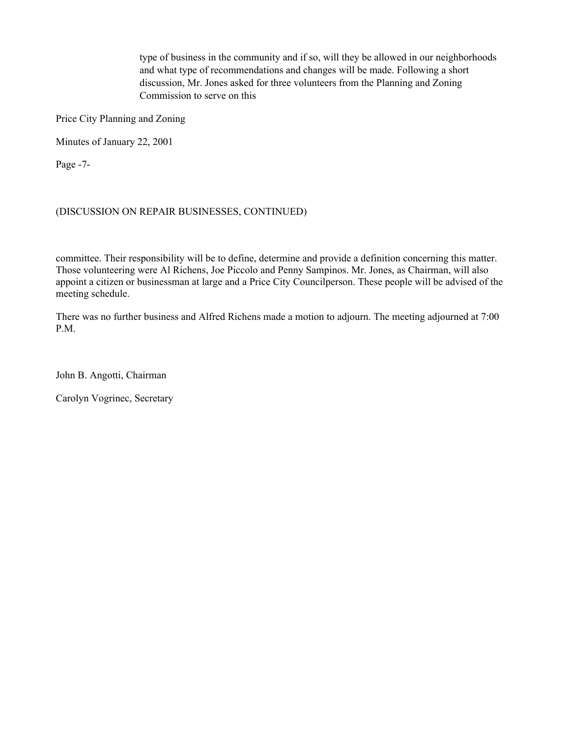type of business in the community and if so, will they be allowed in our neighborhoods and what type of recommendations and changes will be made. Following a short discussion, Mr. Jones asked for three volunteers from the Planning and Zoning Commission to serve on this

(DISCUSSION ON REPAIR BUSINESSES, CONTINUED)

committee. Their responsibility will be to define, determine and provide a definition concerning this matter. Those volunteering were Al Richens, Joe Piccolo and Penny Sampinos. Mr. Jones, as Chairman, will also appoint a citizen or businessman at large and a Price City Councilperson. These people will be advised of the meeting schedule.

There was no further business and Alfred Richens made a motion to adjourn. The meeting adjourned at 7:00 P.M.

John B. Angotti, Chairman

Carolyn Vogrinec, Secretary